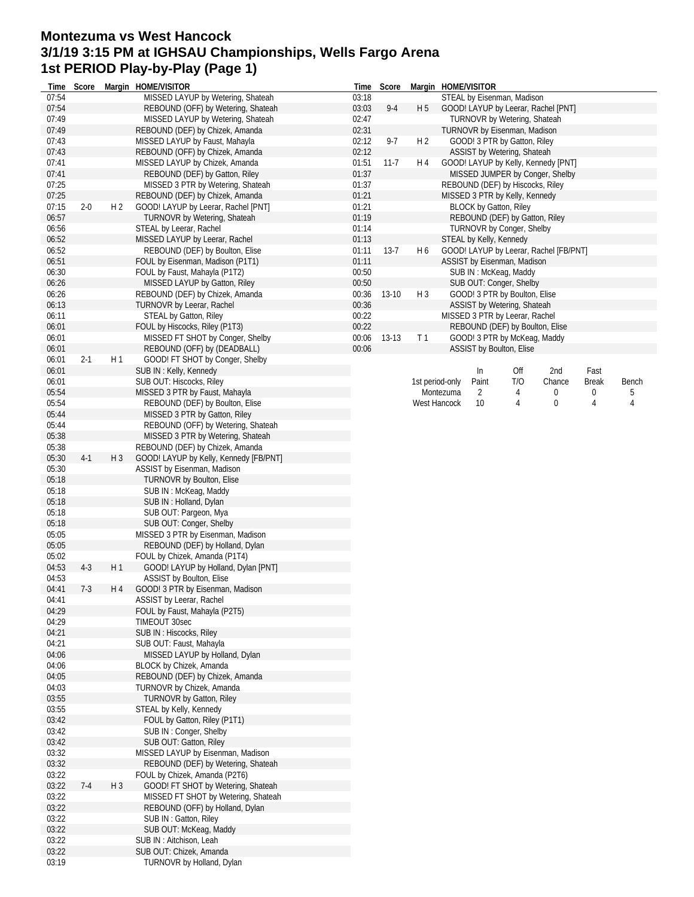# Montezuma vs West Hancock
# 3/1/19 3:15 PM at IGHSAU Championships, Wells Fargo Arena
# 1st PERIOD Play-by-Play (Page 1)

| Time | Score | Margin | HOME/VISITOR |
|---|---|---|---|
| 07:54 | | | MISSED LAYUP by Wetering, Shateah |
| 07:54 | | | REBOUND (OFF) by Wetering, Shateah |
| 07:49 | | | MISSED LAYUP by Wetering, Shateah |
| 07:49 | | | REBOUND (DEF) by Chizek, Amanda |
| 07:43 | | | MISSED LAYUP by Faust, Mahayla |
| 07:43 | | | REBOUND (OFF) by Chizek, Amanda |
| 07:41 | | | MISSED LAYUP by Chizek, Amanda |
| 07:41 | | | REBOUND (DEF) by Gatton, Riley |
| 07:25 | | | MISSED 3 PTR by Wetering, Shateah |
| 07:25 | | | REBOUND (DEF) by Chizek, Amanda |
| 07:15 | 2-0 | H 2 | GOOD! LAYUP by Leerar, Rachel [PNT] |
| 06:57 | | | TURNOVR by Wetering, Shateah |
| 06:56 | | | STEAL by Leerar, Rachel |
| 06:52 | | | MISSED LAYUP by Leerar, Rachel |
| 06:52 | | | REBOUND (DEF) by Boulton, Elise |
| 06:51 | | | FOUL by Eisenman, Madison (P1T1) |
| 06:30 | | | FOUL by Faust, Mahayla (P1T2) |
| 06:26 | | | MISSED LAYUP by Gatton, Riley |
| 06:26 | | | REBOUND (DEF) by Chizek, Amanda |
| 06:13 | | | TURNOVR by Leerar, Rachel |
| 06:11 | | | STEAL by Gatton, Riley |
| 06:01 | | | FOUL by Hiscocks, Riley (P1T3) |
| 06:01 | | | MISSED FT SHOT by Conger, Shelby |
| 06:01 | | | REBOUND (OFF) by (DEADBALL) |
| 06:01 | 2-1 | H 1 | GOOD! FT SHOT by Conger, Shelby |
| 06:01 | | | SUB IN : Kelly, Kennedy |
| 06:01 | | | SUB OUT: Hiscocks, Riley |
| 05:54 | | | MISSED 3 PTR by Faust, Mahayla |
| 05:54 | | | REBOUND (DEF) by Boulton, Elise |
| 05:44 | | | MISSED 3 PTR by Gatton, Riley |
| 05:44 | | | REBOUND (OFF) by Wetering, Shateah |
| 05:38 | | | MISSED 3 PTR by Wetering, Shateah |
| 05:38 | | | REBOUND (DEF) by Chizek, Amanda |
| 05:30 | 4-1 | H 3 | GOOD! LAYUP by Kelly, Kennedy [FB/PNT] |
| 05:30 | | | ASSIST by Eisenman, Madison |
| 05:18 | | | TURNOVR by Boulton, Elise |
| 05:18 | | | SUB IN : McKeag, Maddy |
| 05:18 | | | SUB IN : Holland, Dylan |
| 05:18 | | | SUB OUT: Pargeon, Mya |
| 05:18 | | | SUB OUT: Conger, Shelby |
| 05:05 | | | MISSED 3 PTR by Eisenman, Madison |
| 05:05 | | | REBOUND (DEF) by Holland, Dylan |
| 05:02 | | | FOUL by Chizek, Amanda (P1T4) |
| 04:53 | 4-3 | H 1 | GOOD! LAYUP by Holland, Dylan [PNT] |
| 04:53 | | | ASSIST by Boulton, Elise |
| 04:41 | 7-3 | H 4 | GOOD! 3 PTR by Eisenman, Madison |
| 04:41 | | | ASSIST by Leerar, Rachel |
| 04:29 | | | FOUL by Faust, Mahayla (P2T5) |
| 04:29 | | | TIMEOUT 30sec |
| 04:21 | | | SUB IN : Hiscocks, Riley |
| 04:21 | | | SUB OUT: Faust, Mahayla |
| 04:06 | | | MISSED LAYUP by Holland, Dylan |
| 04:06 | | | BLOCK by Chizek, Amanda |
| 04:05 | | | REBOUND (DEF) by Chizek, Amanda |
| 04:03 | | | TURNOVR by Chizek, Amanda |
| 03:55 | | | TURNOVR by Gatton, Riley |
| 03:55 | | | STEAL by Kelly, Kennedy |
| 03:42 | | | FOUL by Gatton, Riley (P1T1) |
| 03:42 | | | SUB IN : Conger, Shelby |
| 03:42 | | | SUB OUT: Gatton, Riley |
| 03:32 | | | MISSED LAYUP by Eisenman, Madison |
| 03:32 | | | REBOUND (DEF) by Wetering, Shateah |
| 03:22 | | | FOUL by Chizek, Amanda (P2T6) |
| 03:22 | 7-4 | H 3 | GOOD! FT SHOT by Wetering, Shateah |
| 03:22 | | | MISSED FT SHOT by Wetering, Shateah |
| 03:22 | | | REBOUND (OFF) by Holland, Dylan |
| 03:22 | | | SUB IN : Gatton, Riley |
| 03:22 | | | SUB OUT: McKeag, Maddy |
| 03:22 | | | SUB IN : Aitchison, Leah |
| 03:22 | | | SUB OUT: Chizek, Amanda |
| 03:19 | | | TURNOVR by Holland, Dylan |
| 03:18 | | | STEAL by Eisenman, Madison |
| 03:03 | 9-4 | H 5 | GOOD! LAYUP by Leerar, Rachel [PNT] |
| 02:47 | | | TURNOVR by Wetering, Shateah |
| 02:31 | | | TURNOVR by Eisenman, Madison |
| 02:12 | 9-7 | H 2 | GOOD! 3 PTR by Gatton, Riley |
| 02:12 | | | ASSIST by Wetering, Shateah |
| 01:51 | 11-7 | H 4 | GOOD! LAYUP by Kelly, Kennedy [PNT] |
| 01:37 | | | MISSED JUMPER by Conger, Shelby |
| 01:37 | | | REBOUND (DEF) by Hiscocks, Riley |
| 01:21 | | | MISSED 3 PTR by Kelly, Kennedy |
| 01:21 | | | BLOCK by Gatton, Riley |
| 01:19 | | | REBOUND (DEF) by Gatton, Riley |
| 01:14 | | | TURNOVR by Conger, Shelby |
| 01:13 | | | STEAL by Kelly, Kennedy |
| 01:11 | 13-7 | H 6 | GOOD! LAYUP by Leerar, Rachel [FB/PNT] |
| 01:11 | | | ASSIST by Eisenman, Madison |
| 00:50 | | | SUB IN : McKeag, Maddy |
| 00:50 | | | SUB OUT: Conger, Shelby |
| 00:36 | 13-10 | H 3 | GOOD! 3 PTR by Boulton, Elise |
| 00:36 | | | ASSIST by Wetering, Shateah |
| 00:22 | | | MISSED 3 PTR by Leerar, Rachel |
| 00:22 | | | REBOUND (DEF) by Boulton, Elise |
| 00:06 | 13-13 | T 1 | GOOD! 3 PTR by McKeag, Maddy |
| 00:06 | | | ASSIST by Boulton, Elise |

| 1st period-only | In Paint | Off T/O | 2nd Chance | Fast Break | Bench |
|---|---|---|---|---|---|
| Montezuma | 2 | 4 | 0 | 0 | 5 |
| West Hancock | 10 | 4 | 0 | 4 | 4 |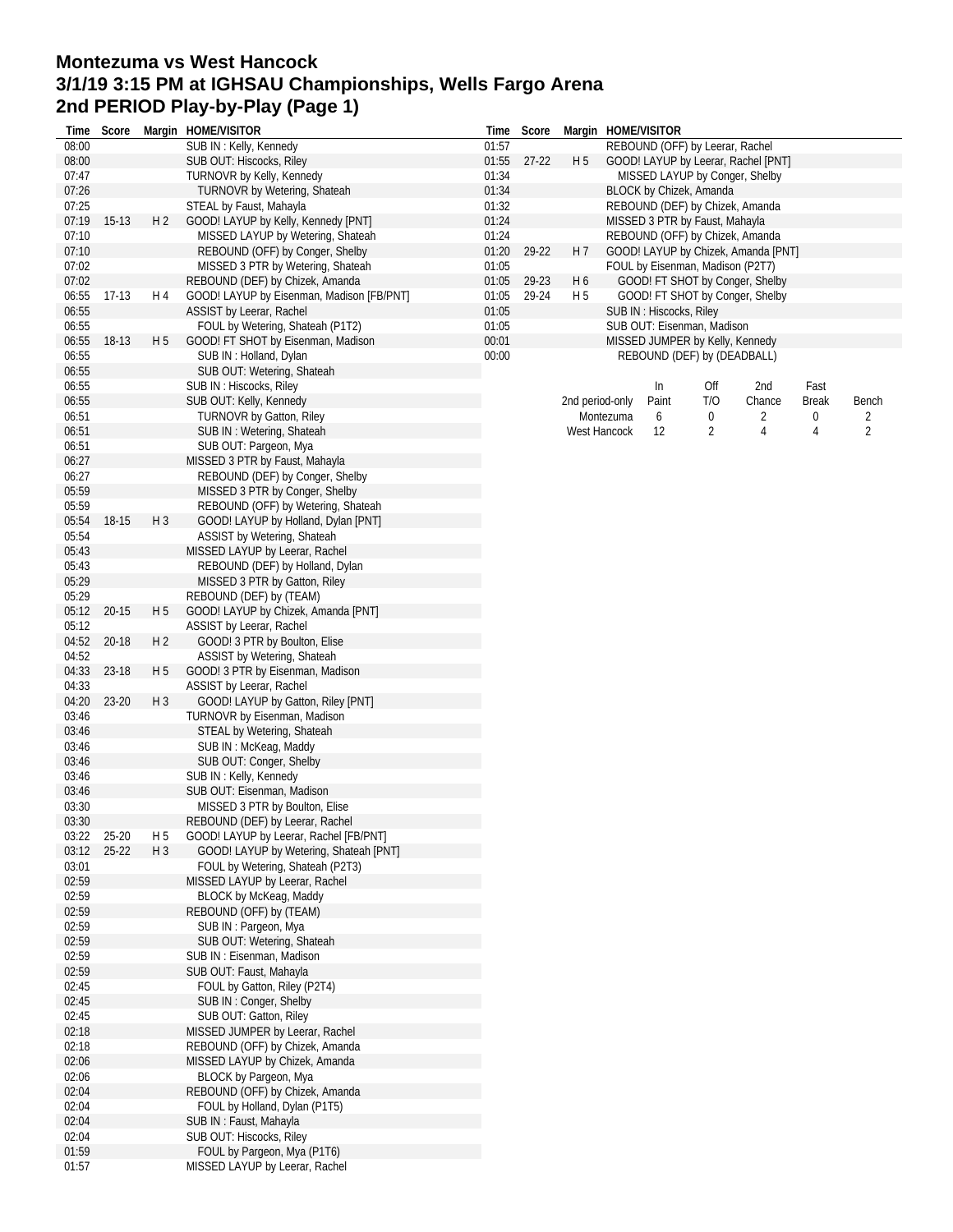# Montezuma vs West Hancock
## 3/1/19 3:15 PM at IGHSAU Championships, Wells Fargo Arena
## 2nd PERIOD Play-by-Play (Page 1)

| Time | Score | Margin | HOME/VISITOR |
|---|---|---|---|
| 08:00 | | | SUB IN : Kelly, Kennedy |
| 08:00 | | | SUB OUT: Hiscocks, Riley |
| 07:47 | | | TURNOVR by Kelly, Kennedy |
| 07:26 | | | TURNOVR by Wetering, Shateah |
| 07:25 | | | STEAL by Faust, Mahayla |
| 07:19 | 15-13 | H 2 | GOOD! LAYUP by Kelly, Kennedy [PNT] |
| 07:10 | | | MISSED LAYUP by Wetering, Shateah |
| 07:10 | | | REBOUND (OFF) by Conger, Shelby |
| 07:02 | | | MISSED 3 PTR by Wetering, Shateah |
| 07:02 | | | REBOUND (DEF) by Chizek, Amanda |
| 06:55 | 17-13 | H 4 | GOOD! LAYUP by Eisenman, Madison [FB/PNT] |
| 06:55 | | | ASSIST by Leerar, Rachel |
| 06:55 | | | FOUL by Wetering, Shateah (P1T2) |
| 06:55 | 18-13 | H 5 | GOOD! FT SHOT by Eisenman, Madison |
| 06:55 | | | SUB IN : Holland, Dylan |
| 06:55 | | | SUB OUT: Wetering, Shateah |
| 06:55 | | | SUB IN : Hiscocks, Riley |
| 06:55 | | | SUB OUT: Kelly, Kennedy |
| 06:51 | | | TURNOVR by Gatton, Riley |
| 06:51 | | | SUB IN : Wetering, Shateah |
| 06:51 | | | SUB OUT: Pargeon, Mya |
| 06:27 | | | MISSED 3 PTR by Faust, Mahayla |
| 06:27 | | | REBOUND (DEF) by Conger, Shelby |
| 05:59 | | | MISSED 3 PTR by Conger, Shelby |
| 05:59 | | | REBOUND (OFF) by Wetering, Shateah |
| 05:54 | 18-15 | H 3 | GOOD! LAYUP by Holland, Dylan [PNT] |
| 05:54 | | | ASSIST by Wetering, Shateah |
| 05:43 | | | MISSED LAYUP by Leerar, Rachel |
| 05:43 | | | REBOUND (DEF) by Holland, Dylan |
| 05:29 | | | MISSED 3 PTR by Gatton, Riley |
| 05:29 | | | REBOUND (DEF) by (TEAM) |
| 05:12 | 20-15 | H 5 | GOOD! LAYUP by Chizek, Amanda [PNT] |
| 05:12 | | | ASSIST by Leerar, Rachel |
| 04:52 | 20-18 | H 2 | GOOD! 3 PTR by Boulton, Elise |
| 04:52 | | | ASSIST by Wetering, Shateah |
| 04:33 | 23-18 | H 5 | GOOD! 3 PTR by Eisenman, Madison |
| 04:33 | | | ASSIST by Leerar, Rachel |
| 04:20 | 23-20 | H 3 | GOOD! LAYUP by Gatton, Riley [PNT] |
| 03:46 | | | TURNOVR by Eisenman, Madison |
| 03:46 | | | STEAL by Wetering, Shateah |
| 03:46 | | | SUB IN : McKeag, Maddy |
| 03:46 | | | SUB OUT: Conger, Shelby |
| 03:46 | | | SUB IN : Kelly, Kennedy |
| 03:46 | | | SUB OUT: Eisenman, Madison |
| 03:30 | | | MISSED 3 PTR by Boulton, Elise |
| 03:30 | | | REBOUND (DEF) by Leerar, Rachel |
| 03:22 | 25-20 | H 5 | GOOD! LAYUP by Leerar, Rachel [FB/PNT] |
| 03:12 | 25-22 | H 3 | GOOD! LAYUP by Wetering, Shateah [PNT] |
| 03:01 | | | FOUL by Wetering, Shateah (P2T3) |
| 02:59 | | | MISSED LAYUP by Leerar, Rachel |
| 02:59 | | | BLOCK by McKeag, Maddy |
| 02:59 | | | REBOUND (OFF) by (TEAM) |
| 02:59 | | | SUB IN : Pargeon, Mya |
| 02:59 | | | SUB OUT: Wetering, Shateah |
| 02:59 | | | SUB IN : Eisenman, Madison |
| 02:59 | | | SUB OUT: Faust, Mahayla |
| 02:45 | | | FOUL by Gatton, Riley (P2T4) |
| 02:45 | | | SUB IN : Conger, Shelby |
| 02:45 | | | SUB OUT: Gatton, Riley |
| 02:18 | | | MISSED JUMPER by Leerar, Rachel |
| 02:18 | | | REBOUND (OFF) by Chizek, Amanda |
| 02:06 | | | MISSED LAYUP by Chizek, Amanda |
| 02:06 | | | BLOCK by Pargeon, Mya |
| 02:04 | | | REBOUND (OFF) by Chizek, Amanda |
| 02:04 | | | FOUL by Holland, Dylan (P1T5) |
| 02:04 | | | SUB IN : Faust, Mahayla |
| 02:04 | | | SUB OUT: Hiscocks, Riley |
| 01:59 | | | FOUL by Pargeon, Mya (P1T6) |
| 01:57 | | | MISSED LAYUP by Leerar, Rachel |
| 01:57 | | | REBOUND (OFF) by Leerar, Rachel |
| 01:55 | 27-22 | H 5 | GOOD! LAYUP by Leerar, Rachel [PNT] |
| 01:34 | | | MISSED LAYUP by Conger, Shelby |
| 01:34 | | | BLOCK by Chizek, Amanda |
| 01:32 | | | REBOUND (DEF) by Chizek, Amanda |
| 01:24 | | | MISSED 3 PTR by Faust, Mahayla |
| 01:24 | | | REBOUND (OFF) by Chizek, Amanda |
| 01:20 | 29-22 | H 7 | GOOD! LAYUP by Chizek, Amanda [PNT] |
| 01:05 | | | FOUL by Eisenman, Madison (P2T7) |
| 01:05 | 29-23 | H 6 | GOOD! FT SHOT by Conger, Shelby |
| 01:05 | 29-24 | H 5 | GOOD! FT SHOT by Conger, Shelby |
| 01:05 | | | SUB IN : Hiscocks, Riley |
| 01:05 | | | SUB OUT: Eisenman, Madison |
| 00:01 | | | MISSED JUMPER by Kelly, Kennedy |
| 00:00 | | | REBOUND (DEF) by (DEADBALL) |

| 2nd period-only | In Paint | Off T/O | 2nd Chance | Fast Break | Bench |
|---|---|---|---|---|---|
| Montezuma | 6 | 0 | 2 | 0 | 2 |
| West Hancock | 12 | 2 | 4 | 4 | 2 |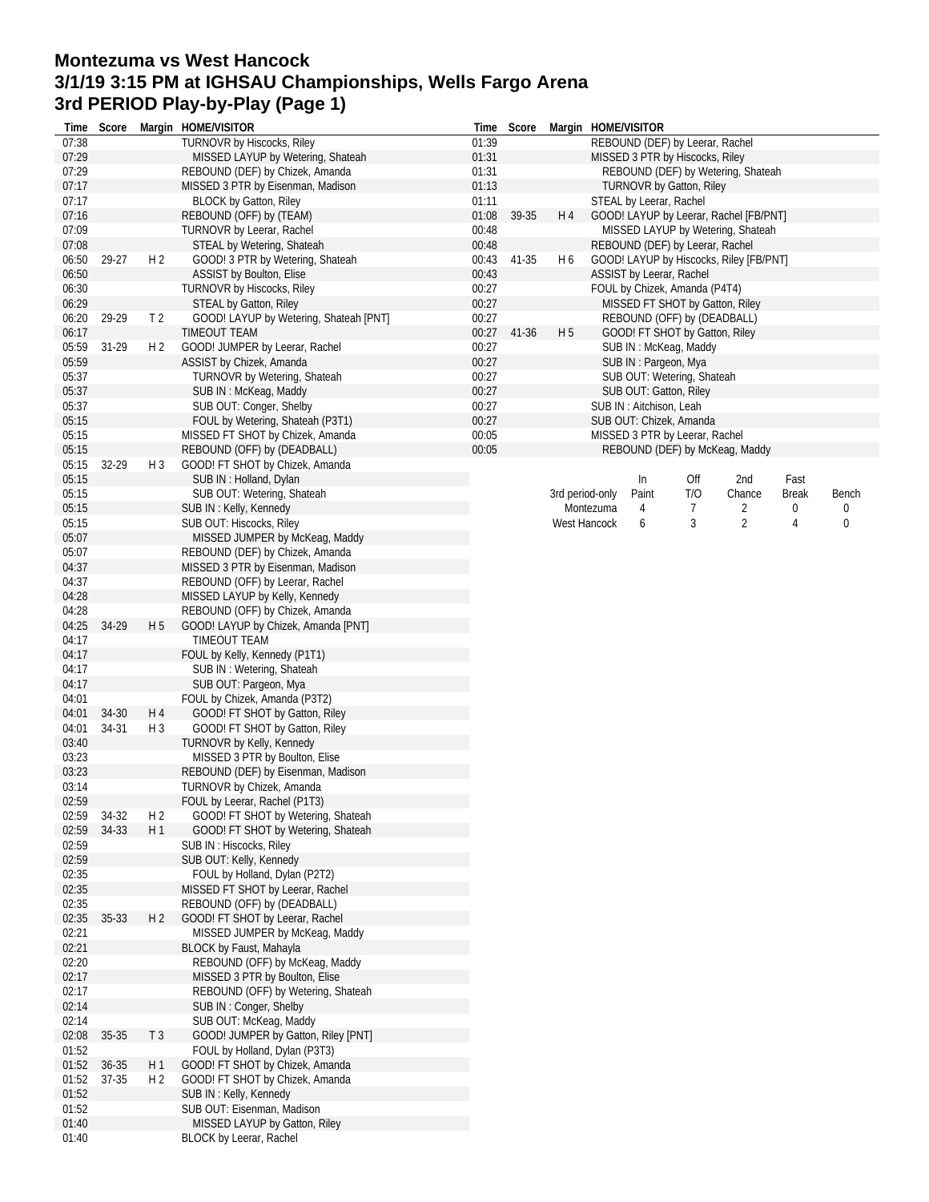# Montezuma vs West Hancock
# 3/1/19 3:15 PM at IGHSAU Championships, Wells Fargo Arena
# 3rd PERIOD Play-by-Play (Page 1)

| Time | Score | Margin | HOME/VISITOR |
|---|---|---|---|
| 07:38 | | | TURNOVR by Hiscocks, Riley |
| 07:29 | | | MISSED LAYUP by Wetering, Shateah |
| 07:29 | | | REBOUND (DEF) by Chizek, Amanda |
| 07:17 | | | MISSED 3 PTR by Eisenman, Madison |
| 07:17 | | | BLOCK by Gatton, Riley |
| 07:16 | | | REBOUND (OFF) by (TEAM) |
| 07:09 | | | TURNOVR by Leerar, Rachel |
| 07:08 | | | STEAL by Wetering, Shateah |
| 06:50 | 29-27 | H 2 | GOOD! 3 PTR by Wetering, Shateah |
| 06:50 | | | ASSIST by Boulton, Elise |
| 06:30 | | | TURNOVR by Hiscocks, Riley |
| 06:29 | | | STEAL by Gatton, Riley |
| 06:20 | 29-29 | T 2 | GOOD! LAYUP by Wetering, Shateah [PNT] |
| 06:17 | | | TIMEOUT TEAM |
| 05:59 | 31-29 | H 2 | GOOD! JUMPER by Leerar, Rachel |
| 05:59 | | | ASSIST by Chizek, Amanda |
| 05:37 | | | TURNOVR by Wetering, Shateah |
| 05:37 | | | SUB IN : McKeag, Maddy |
| 05:37 | | | SUB OUT: Conger, Shelby |
| 05:15 | | | FOUL by Wetering, Shateah (P3T1) |
| 05:15 | | | MISSED FT SHOT by Chizek, Amanda |
| 05:15 | | | REBOUND (OFF) by (DEADBALL) |
| 05:15 | 32-29 | H 3 | GOOD! FT SHOT by Chizek, Amanda |
| 05:15 | | | SUB IN : Holland, Dylan |
| 05:15 | | | SUB OUT: Wetering, Shateah |
| 05:15 | | | SUB IN : Kelly, Kennedy |
| 05:15 | | | SUB OUT: Hiscocks, Riley |
| 05:07 | | | MISSED JUMPER by McKeag, Maddy |
| 05:07 | | | REBOUND (DEF) by Chizek, Amanda |
| 04:37 | | | MISSED 3 PTR by Eisenman, Madison |
| 04:37 | | | REBOUND (OFF) by Leerar, Rachel |
| 04:28 | | | MISSED LAYUP by Kelly, Kennedy |
| 04:28 | | | REBOUND (OFF) by Chizek, Amanda |
| 04:25 | 34-29 | H 5 | GOOD! LAYUP by Chizek, Amanda [PNT] |
| 04:17 | | | TIMEOUT TEAM |
| 04:17 | | | FOUL by Kelly, Kennedy (P1T1) |
| 04:17 | | | SUB IN : Wetering, Shateah |
| 04:17 | | | SUB OUT: Pargeon, Mya |
| 04:01 | | | FOUL by Chizek, Amanda (P3T2) |
| 04:01 | 34-30 | H 4 | GOOD! FT SHOT by Gatton, Riley |
| 04:01 | 34-31 | H 3 | GOOD! FT SHOT by Gatton, Riley |
| 03:40 | | | TURNOVR by Kelly, Kennedy |
| 03:23 | | | MISSED 3 PTR by Boulton, Elise |
| 03:23 | | | REBOUND (DEF) by Eisenman, Madison |
| 03:14 | | | TURNOVR by Chizek, Amanda |
| 02:59 | | | FOUL by Leerar, Rachel (P1T3) |
| 02:59 | 34-32 | H 2 | GOOD! FT SHOT by Wetering, Shateah |
| 02:59 | 34-33 | H 1 | GOOD! FT SHOT by Wetering, Shateah |
| 02:59 | | | SUB IN : Hiscocks, Riley |
| 02:59 | | | SUB OUT: Kelly, Kennedy |
| 02:35 | | | FOUL by Holland, Dylan (P2T2) |
| 02:35 | | | MISSED FT SHOT by Leerar, Rachel |
| 02:35 | | | REBOUND (OFF) by (DEADBALL) |
| 02:35 | 35-33 | H 2 | GOOD! FT SHOT by Leerar, Rachel |
| 02:21 | | | MISSED JUMPER by McKeag, Maddy |
| 02:21 | | | BLOCK by Faust, Mahayla |
| 02:20 | | | REBOUND (OFF) by McKeag, Maddy |
| 02:17 | | | MISSED 3 PTR by Boulton, Elise |
| 02:17 | | | REBOUND (OFF) by Wetering, Shateah |
| 02:14 | | | SUB IN : Conger, Shelby |
| 02:14 | | | SUB OUT: McKeag, Maddy |
| 02:08 | 35-35 | T 3 | GOOD! JUMPER by Gatton, Riley [PNT] |
| 01:52 | | | FOUL by Holland, Dylan (P3T3) |
| 01:52 | 36-35 | H 1 | GOOD! FT SHOT by Chizek, Amanda |
| 01:52 | 37-35 | H 2 | GOOD! FT SHOT by Chizek, Amanda |
| 01:52 | | | SUB IN : Kelly, Kennedy |
| 01:52 | | | SUB OUT: Eisenman, Madison |
| 01:40 | | | MISSED LAYUP by Gatton, Riley |
| 01:40 | | | BLOCK by Leerar, Rachel |
| 01:39 | | | REBOUND (DEF) by Leerar, Rachel |
| 01:31 | | | MISSED 3 PTR by Hiscocks, Riley |
| 01:31 | | | REBOUND (DEF) by Wetering, Shateah |
| 01:13 | | | TURNOVR by Gatton, Riley |
| 01:11 | | | STEAL by Leerar, Rachel |
| 01:08 | 39-35 | H 4 | GOOD! LAYUP by Leerar, Rachel [FB/PNT] |
| 00:48 | | | MISSED LAYUP by Wetering, Shateah |
| 00:48 | | | REBOUND (DEF) by Leerar, Rachel |
| 00:43 | 41-35 | H 6 | GOOD! LAYUP by Hiscocks, Riley [FB/PNT] |
| 00:43 | | | ASSIST by Leerar, Rachel |
| 00:27 | | | FOUL by Chizek, Amanda (P4T4) |
| 00:27 | | | MISSED FT SHOT by Gatton, Riley |
| 00:27 | | | REBOUND (OFF) by (DEADBALL) |
| 00:27 | 41-36 | H 5 | GOOD! FT SHOT by Gatton, Riley |
| 00:27 | | | SUB IN : McKeag, Maddy |
| 00:27 | | | SUB IN : Pargeon, Mya |
| 00:27 | | | SUB OUT: Wetering, Shateah |
| 00:27 | | | SUB OUT: Gatton, Riley |
| 00:27 | | | SUB IN : Aitchison, Leah |
| 00:27 | | | SUB OUT: Chizek, Amanda |
| 00:05 | | | MISSED 3 PTR by Leerar, Rachel |
| 00:05 | | | REBOUND (DEF) by McKeag, Maddy |

| 3rd period-only | In Paint | Off T/O | 2nd Chance | Fast Break | Bench |
|---|---|---|---|---|---|
| Montezuma | 4 | 7 | 2 | 0 | 0 |
| West Hancock | 6 | 3 | 2 | 4 | 0 |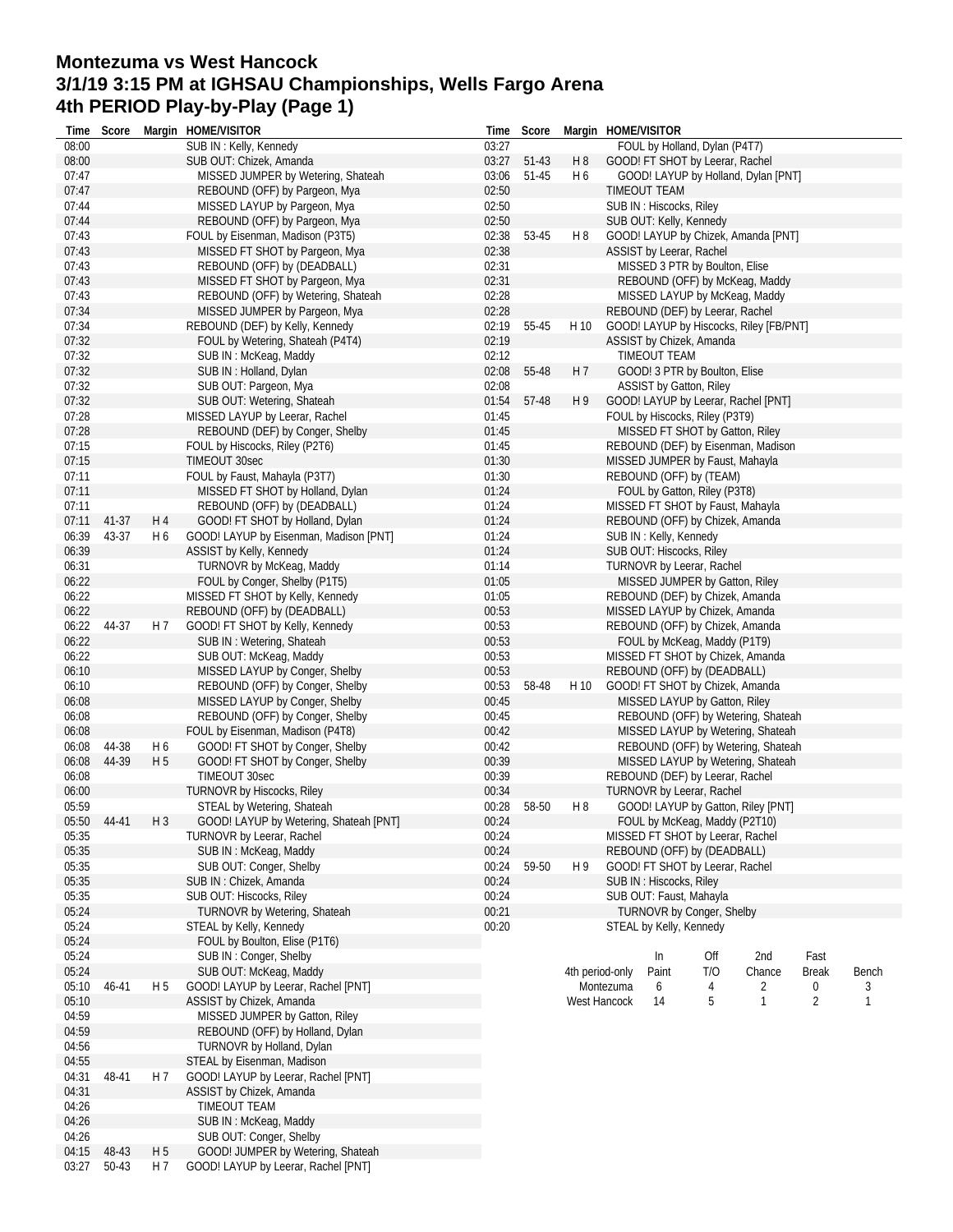# Montezuma vs West Hancock
## 3/1/19 3:15 PM at IGHSAU Championships, Wells Fargo Arena
## 4th PERIOD Play-by-Play (Page 1)

| Time | Score | Margin | HOME/VISITOR |
|---|---|---|---|
| 08:00 | | | SUB IN : Kelly, Kennedy |
| 08:00 | | | SUB OUT: Chizek, Amanda |
| 07:47 | | | MISSED JUMPER by Wetering, Shateah |
| 07:47 | | | REBOUND (OFF) by Pargeon, Mya |
| 07:44 | | | MISSED LAYUP by Pargeon, Mya |
| 07:44 | | | REBOUND (OFF) by Pargeon, Mya |
| 07:43 | | | FOUL by Eisenman, Madison (P3T5) |
| 07:43 | | | MISSED FT SHOT by Pargeon, Mya |
| 07:43 | | | REBOUND (OFF) by (DEADBALL) |
| 07:43 | | | MISSED FT SHOT by Pargeon, Mya |
| 07:43 | | | REBOUND (OFF) by Wetering, Shateah |
| 07:34 | | | MISSED JUMPER by Pargeon, Mya |
| 07:34 | | | REBOUND (DEF) by Kelly, Kennedy |
| 07:32 | | | FOUL by Wetering, Shateah (P4T4) |
| 07:32 | | | SUB IN : McKeag, Maddy |
| 07:32 | | | SUB IN : Holland, Dylan |
| 07:32 | | | SUB OUT: Pargeon, Mya |
| 07:32 | | | SUB OUT: Wetering, Shateah |
| 07:28 | | | MISSED LAYUP by Leerar, Rachel |
| 07:28 | | | REBOUND (DEF) by Conger, Shelby |
| 07:15 | | | FOUL by Hiscocks, Riley (P2T6) |
| 07:15 | | | TIMEOUT 30sec |
| 07:11 | | | FOUL by Faust, Mahayla (P3T7) |
| 07:11 | | | MISSED FT SHOT by Holland, Dylan |
| 07:11 | | | REBOUND (OFF) by (DEADBALL) |
| 07:11 | 41-37 | H 4 | GOOD! FT SHOT by Holland, Dylan |
| 06:39 | 43-37 | H 6 | GOOD! LAYUP by Eisenman, Madison [PNT] |
| 06:39 | | | ASSIST by Kelly, Kennedy |
| 06:31 | | | TURNOVR by McKeag, Maddy |
| 06:22 | | | FOUL by Conger, Shelby (P1T5) |
| 06:22 | | | MISSED FT SHOT by Kelly, Kennedy |
| 06:22 | | | REBOUND (OFF) by (DEADBALL) |
| 06:22 | 44-37 | H 7 | GOOD! FT SHOT by Kelly, Kennedy |
| 06:22 | | | SUB IN : Wetering, Shateah |
| 06:22 | | | SUB OUT: McKeag, Maddy |
| 06:10 | | | MISSED LAYUP by Conger, Shelby |
| 06:10 | | | REBOUND (OFF) by Conger, Shelby |
| 06:08 | | | MISSED LAYUP by Conger, Shelby |
| 06:08 | | | REBOUND (OFF) by Conger, Shelby |
| 06:08 | | | FOUL by Eisenman, Madison (P4T8) |
| 06:08 | 44-38 | H 6 | GOOD! FT SHOT by Conger, Shelby |
| 06:08 | 44-39 | H 5 | GOOD! FT SHOT by Conger, Shelby |
| 06:08 | | | TIMEOUT 30sec |
| 06:00 | | | TURNOVR by Hiscocks, Riley |
| 05:59 | | | STEAL by Wetering, Shateah |
| 05:50 | 44-41 | H 3 | GOOD! LAYUP by Wetering, Shateah [PNT] |
| 05:35 | | | TURNOVR by Leerar, Rachel |
| 05:35 | | | SUB IN : McKeag, Maddy |
| 05:35 | | | SUB OUT: Conger, Shelby |
| 05:35 | | | SUB IN : Chizek, Amanda |
| 05:35 | | | SUB OUT: Hiscocks, Riley |
| 05:24 | | | TURNOVR by Wetering, Shateah |
| 05:24 | | | STEAL by Kelly, Kennedy |
| 05:24 | | | FOUL by Boulton, Elise (P1T6) |
| 05:24 | | | SUB IN : Conger, Shelby |
| 05:24 | | | SUB OUT: McKeag, Maddy |
| 05:10 | 46-41 | H 5 | GOOD! LAYUP by Leerar, Rachel [PNT] |
| 05:10 | | | ASSIST by Chizek, Amanda |
| 04:59 | | | MISSED JUMPER by Gatton, Riley |
| 04:59 | | | REBOUND (OFF) by Holland, Dylan |
| 04:56 | | | TURNOVR by Holland, Dylan |
| 04:55 | | | STEAL by Eisenman, Madison |
| 04:31 | 48-41 | H 7 | GOOD! LAYUP by Leerar, Rachel [PNT] |
| 04:31 | | | ASSIST by Chizek, Amanda |
| 04:26 | | | TIMEOUT TEAM |
| 04:26 | | | SUB IN : McKeag, Maddy |
| 04:26 | | | SUB OUT: Conger, Shelby |
| 04:15 | 48-43 | H 5 | GOOD! JUMPER by Wetering, Shateah |
| 03:27 | 50-43 | H 7 | GOOD! LAYUP by Leerar, Rachel [PNT] |
| 03:27 | | | FOUL by Holland, Dylan (P4T7) |
| 03:27 | 51-43 | H 8 | GOOD! FT SHOT by Leerar, Rachel |
| 03:06 | 51-45 | H 6 | GOOD! LAYUP by Holland, Dylan [PNT] |
| 02:50 | | | TIMEOUT TEAM |
| 02:50 | | | SUB IN : Hiscocks, Riley |
| 02:50 | | | SUB OUT: Kelly, Kennedy |
| 02:38 | 53-45 | H 8 | GOOD! LAYUP by Chizek, Amanda [PNT] |
| 02:38 | | | ASSIST by Leerar, Rachel |
| 02:31 | | | MISSED 3 PTR by Boulton, Elise |
| 02:31 | | | REBOUND (OFF) by McKeag, Maddy |
| 02:28 | | | MISSED LAYUP by McKeag, Maddy |
| 02:28 | | | REBOUND (DEF) by Leerar, Rachel |
| 02:19 | 55-45 | H 10 | GOOD! LAYUP by Hiscocks, Riley [FB/PNT] |
| 02:19 | | | ASSIST by Chizek, Amanda |
| 02:12 | | | TIMEOUT TEAM |
| 02:08 | 55-48 | H 7 | GOOD! 3 PTR by Boulton, Elise |
| 02:08 | | | ASSIST by Gatton, Riley |
| 01:54 | 57-48 | H 9 | GOOD! LAYUP by Leerar, Rachel [PNT] |
| 01:45 | | | FOUL by Hiscocks, Riley (P3T9) |
| 01:45 | | | MISSED FT SHOT by Gatton, Riley |
| 01:45 | | | REBOUND (DEF) by Eisenman, Madison |
| 01:30 | | | MISSED JUMPER by Faust, Mahayla |
| 01:30 | | | REBOUND (OFF) by (TEAM) |
| 01:24 | | | FOUL by Gatton, Riley (P3T8) |
| 01:24 | | | MISSED FT SHOT by Faust, Mahayla |
| 01:24 | | | REBOUND (OFF) by Chizek, Amanda |
| 01:24 | | | SUB IN : Kelly, Kennedy |
| 01:24 | | | SUB OUT: Hiscocks, Riley |
| 01:14 | | | TURNOVR by Leerar, Rachel |
| 01:05 | | | MISSED JUMPER by Gatton, Riley |
| 01:05 | | | REBOUND (DEF) by Chizek, Amanda |
| 00:53 | | | MISSED LAYUP by Chizek, Amanda |
| 00:53 | | | REBOUND (OFF) by Chizek, Amanda |
| 00:53 | | | FOUL by McKeag, Maddy (P1T9) |
| 00:53 | | | MISSED FT SHOT by Chizek, Amanda |
| 00:53 | | | REBOUND (OFF) by (DEADBALL) |
| 00:53 | 58-48 | H 10 | GOOD! FT SHOT by Chizek, Amanda |
| 00:45 | | | MISSED LAYUP by Gatton, Riley |
| 00:45 | | | REBOUND (OFF) by Wetering, Shateah |
| 00:42 | | | MISSED LAYUP by Wetering, Shateah |
| 00:42 | | | REBOUND (OFF) by Wetering, Shateah |
| 00:39 | | | MISSED LAYUP by Wetering, Shateah |
| 00:39 | | | REBOUND (DEF) by Leerar, Rachel |
| 00:34 | | | TURNOVR by Leerar, Rachel |
| 00:28 | 58-50 | H 8 | GOOD! LAYUP by Gatton, Riley [PNT] |
| 00:24 | | | FOUL by McKeag, Maddy (P2T10) |
| 00:24 | | | MISSED FT SHOT by Leerar, Rachel |
| 00:24 | | | REBOUND (OFF) by (DEADBALL) |
| 00:24 | 59-50 | H 9 | GOOD! FT SHOT by Leerar, Rachel |
| 00:24 | | | SUB IN : Hiscocks, Riley |
| 00:24 | | | SUB OUT: Faust, Mahayla |
| 00:21 | | | TURNOVR by Conger, Shelby |
| 00:20 | | | STEAL by Kelly, Kennedy |

| 4th period-only | In Paint | Off T/O | 2nd Chance | Fast Break | Bench |
|---|---|---|---|---|---|
| Montezuma | 6 | 4 | 2 | 0 | 3 |
| West Hancock | 14 | 5 | 1 | 2 | 1 |